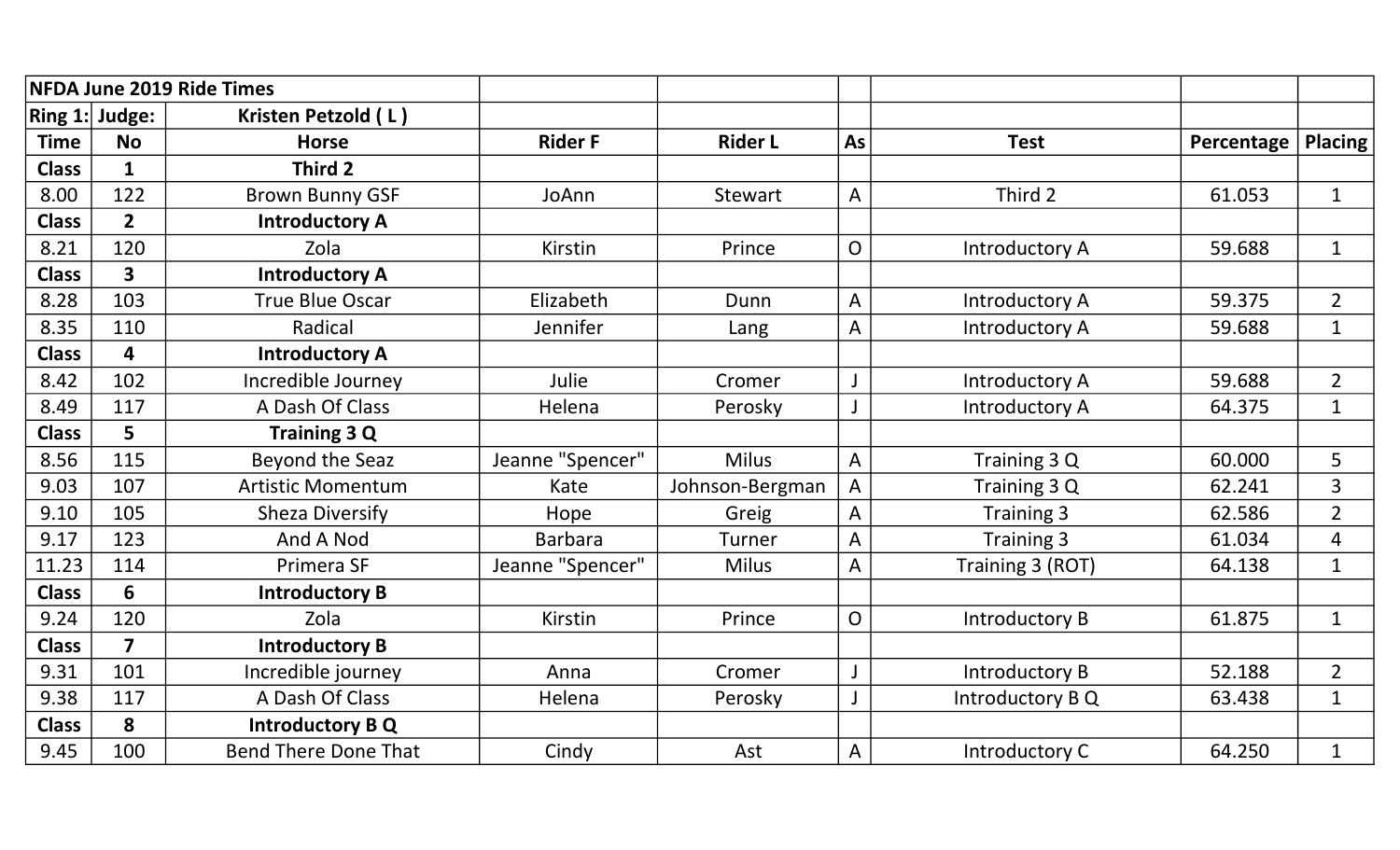| NFDA June 2019 Ride Times | | | | | | | | |
|---|---|---|---|---|---|---|---|---|
| Ring 1: | Judge: | Kristen Petzold ( L ) | | | | | | |
| **Time** | **No** | **Horse** | **Rider F** | **Rider L** | **As** | **Test** | **Percentage** | **Placing** |
| **Class** | **1** | **Third 2** | | | | | | |
| 8.00 | 122 | Brown Bunny GSF | JoAnn | Stewart | A | Third 2 | 61.053 | 1 |
| **Class** | **2** | **Introductory A** | | | | | | |
| 8.21 | 120 | Zola | Kirstin | Prince | O | Introductory A | 59.688 | 1 |
| **Class** | **3** | **Introductory A** | | | | | | |
| 8.28 | 103 | True Blue Oscar | Elizabeth | Dunn | A | Introductory A | 59.375 | 2 |
| 8.35 | 110 | Radical | Jennifer | Lang | A | Introductory A | 59.688 | 1 |
| **Class** | **4** | **Introductory A** | | | | | | |
| 8.42 | 102 | Incredible Journey | Julie | Cromer | J | Introductory A | 59.688 | 2 |
| 8.49 | 117 | A Dash Of Class | Helena | Perosky | J | Introductory A | 64.375 | 1 |
| **Class** | **5** | **Training 3 Q** | | | | | | |
| 8.56 | 115 | Beyond the Seaz | Jeanne "Spencer" | Milus | A | Training 3 Q | 60.000 | 5 |
| 9.03 | 107 | Artistic Momentum | Kate | Johnson-Bergman | A | Training 3 Q | 62.241 | 3 |
| 9.10 | 105 | Sheza Diversify | Hope | Greig | A | Training 3 | 62.586 | 2 |
| 9.17 | 123 | And A Nod | Barbara | Turner | A | Training 3 | 61.034 | 4 |
| 11.23 | 114 | Primera SF | Jeanne "Spencer" | Milus | A | Training 3 (ROT) | 64.138 | 1 |
| **Class** | **6** | **Introductory B** | | | | | | |
| 9.24 | 120 | Zola | Kirstin | Prince | O | Introductory B | 61.875 | 1 |
| **Class** | **7** | **Introductory B** | | | | | | |
| 9.31 | 101 | Incredible journey | Anna | Cromer | J | Introductory B | 52.188 | 2 |
| 9.38 | 117 | A Dash Of Class | Helena | Perosky | J | Introductory B Q | 63.438 | 1 |
| **Class** | **8** | **Introductory B Q** | | | | | | |
| 9.45 | 100 | Bend There Done That | Cindy | Ast | A | Introductory C | 64.250 | 1 |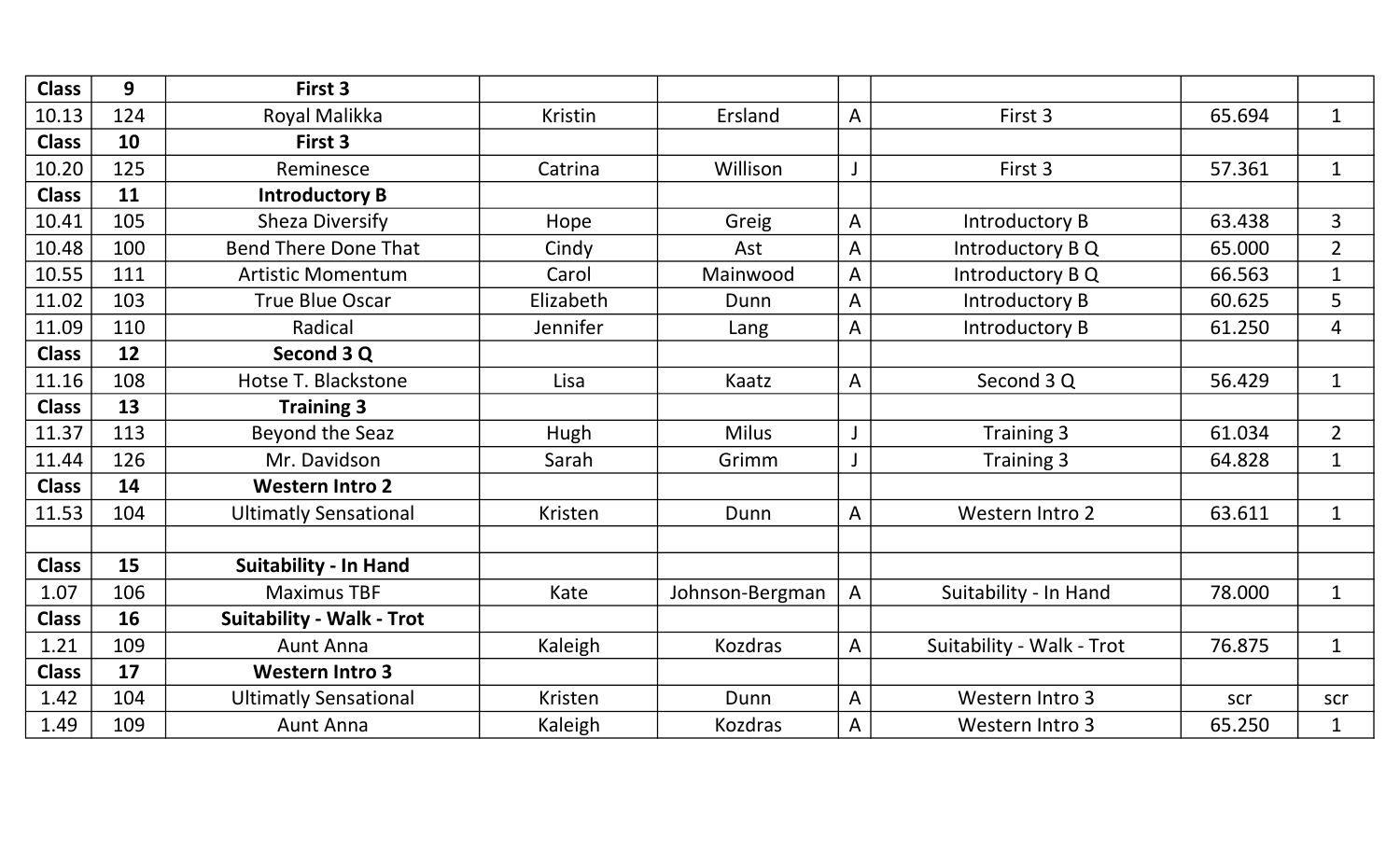| Class | 9 | First 3 | | | | | | |
|---|---|---|---|---|---|---|---|---|
| 10.13 | 124 | Royal Malikka | Kristin | Ersland | A | First 3 | 65.694 | 1 |
| **Class** | **10** | **First 3** | | | | | | |
| 10.20 | 125 | Reminesce | Catrina | Willison | J | First 3 | 57.361 | 1 |
| **Class** | **11** | **Introductory B** | | | | | | |
| 10.41 | 105 | Sheza Diversify | Hope | Greig | A | Introductory B | 63.438 | 3 |
| 10.48 | 100 | Bend There Done That | Cindy | Ast | A | Introductory B Q | 65.000 | 2 |
| 10.55 | 111 | Artistic Momentum | Carol | Mainwood | A | Introductory B Q | 66.563 | 1 |
| 11.02 | 103 | True Blue Oscar | Elizabeth | Dunn | A | Introductory B | 60.625 | 5 |
| 11.09 | 110 | Radical | Jennifer | Lang | A | Introductory B | 61.250 | 4 |
| **Class** | **12** | **Second 3 Q** | | | | | | |
| 11.16 | 108 | Hotse T. Blackstone | Lisa | Kaatz | A | Second 3 Q | 56.429 | 1 |
| **Class** | **13** | **Training 3** | | | | | | |
| 11.37 | 113 | Beyond the Seaz | Hugh | Milus | J | Training 3 | 61.034 | 2 |
| 11.44 | 126 | Mr. Davidson | Sarah | Grimm | J | Training 3 | 64.828 | 1 |
| **Class** | **14** | **Western Intro 2** | | | | | | |
| 11.53 | 104 | Ultimatly Sensational | Kristen | Dunn | A | Western Intro 2 | 63.611 | 1 |
| | | | | | | | | |
| **Class** | **15** | **Suitability - In Hand** | | | | | | |
| 1.07 | 106 | Maximus TBF | Kate | Johnson-Bergman | A | Suitability - In Hand | 78.000 | 1 |
| **Class** | **16** | **Suitability - Walk - Trot** | | | | | | |
| 1.21 | 109 | Aunt Anna | Kaleigh | Kozdras | A | Suitability - Walk - Trot | 76.875 | 1 |
| **Class** | **17** | **Western Intro 3** | | | | | | |
| 1.42 | 104 | Ultimatly Sensational | Kristen | Dunn | A | Western Intro 3 | scr | scr |
| 1.49 | 109 | Aunt Anna | Kaleigh | Kozdras | A | Western Intro 3 | 65.250 | 1 |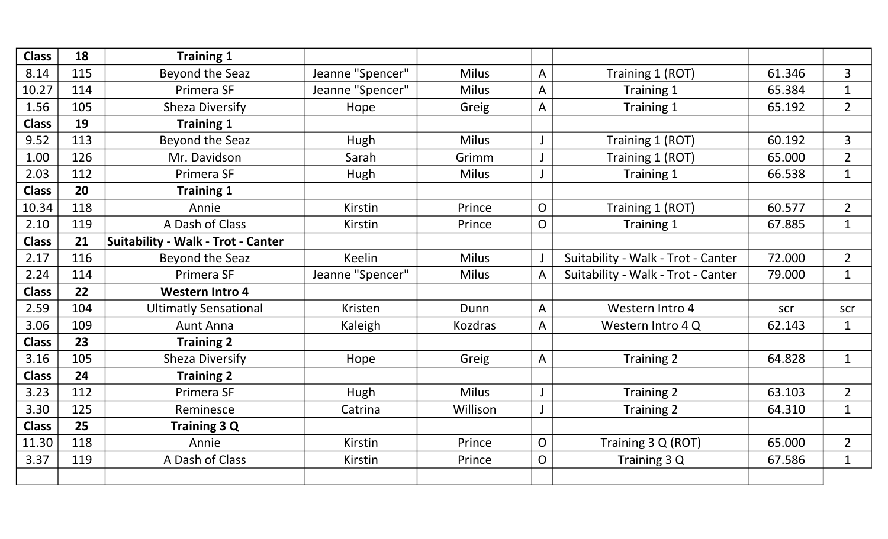| Class | 18 | Training 1 | | | | | | |
|---|---|---|---|---|---|---|---|---|
| 8.14 | 115 | Beyond the Seaz | Jeanne "Spencer" | Milus | A | Training 1 (ROT) | 61.346 | 3 |
| 10.27 | 114 | Primera SF | Jeanne "Spencer" | Milus | A | Training 1 | 65.384 | 1 |
| 1.56 | 105 | Sheza Diversify | Hope | Greig | A | Training 1 | 65.192 | 2 |
| **Class** | **19** | **Training 1** | | | | | | |
| 9.52 | 113 | Beyond the Seaz | Hugh | Milus | J | Training 1 (ROT) | 60.192 | 3 |
| 1.00 | 126 | Mr. Davidson | Sarah | Grimm | J | Training 1 (ROT) | 65.000 | 2 |
| 2.03 | 112 | Primera SF | Hugh | Milus | J | Training 1 | 66.538 | 1 |
| **Class** | **20** | **Training 1** | | | | | | |
| 10.34 | 118 | Annie | Kirstin | Prince | O | Training 1 (ROT) | 60.577 | 2 |
| 2.10 | 119 | A Dash of Class | Kirstin | Prince | O | Training 1 | 67.885 | 1 |
| **Class** | **21** | **Suitability - Walk - Trot - Canter** | | | | | | |
| 2.17 | 116 | Beyond the Seaz | Keelin | Milus | J | Suitability - Walk - Trot - Canter | 72.000 | 2 |
| 2.24 | 114 | Primera SF | Jeanne "Spencer" | Milus | A | Suitability - Walk - Trot - Canter | 79.000 | 1 |
| **Class** | **22** | **Western Intro 4** | | | | | | |
| 2.59 | 104 | Ultimatly Sensational | Kristen | Dunn | A | Western Intro 4 | scr | scr |
| 3.06 | 109 | Aunt Anna | Kaleigh | Kozdras | A | Western Intro 4 Q | 62.143 | 1 |
| **Class** | **23** | **Training 2** | | | | | | |
| 3.16 | 105 | Sheza Diversify | Hope | Greig | A | Training 2 | 64.828 | 1 |
| **Class** | **24** | **Training 2** | | | | | | |
| 3.23 | 112 | Primera SF | Hugh | Milus | J | Training 2 | 63.103 | 2 |
| 3.30 | 125 | Reminesce | Catrina | Willison | J | Training 2 | 64.310 | 1 |
| **Class** | **25** | **Training 3 Q** | | | | | | |
| 11.30 | 118 | Annie | Kirstin | Prince | O | Training 3 Q (ROT) | 65.000 | 2 |
| 3.37 | 119 | A Dash of Class | Kirstin | Prince | O | Training 3 Q | 67.586 | 1 |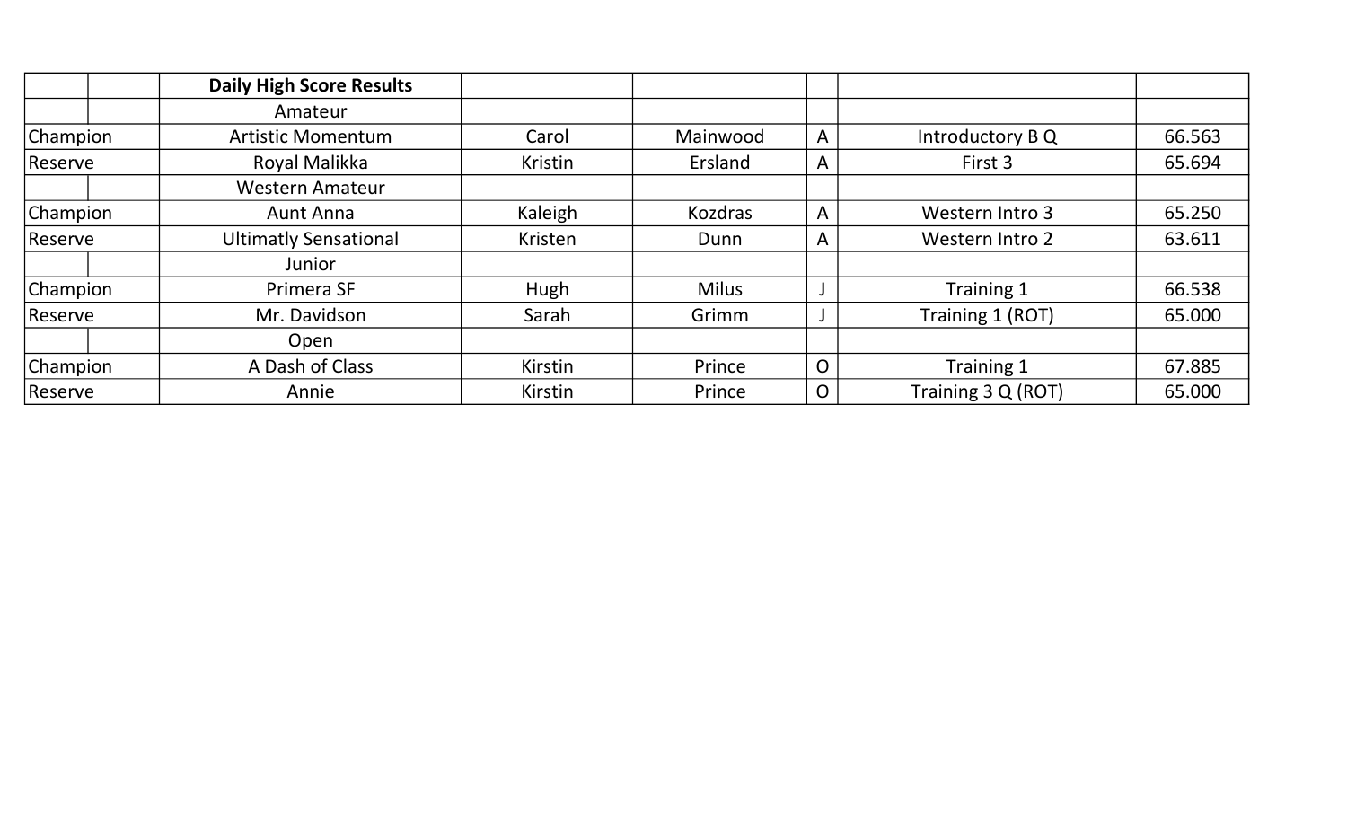| | | | | | | | |
|---|---|---|---|---|---|---|---|
| | | **Daily High Score Results** | | | | | |
| | | Amateur | | | | | |
| Champion | | Artistic Momentum | Carol | Mainwood | A | Introductory B Q | 66.563 |
| Reserve | | Royal Malikka | Kristin | Ersland | A | First 3 | 65.694 |
| | | Western Amateur | | | | | |
| Champion | | Aunt Anna | Kaleigh | Kozdras | A | Western Intro 3 | 65.250 |
| Reserve | | Ultimatly Sensational | Kristen | Dunn | A | Western Intro 2 | 63.611 |
| | | Junior | | | | | |
| Champion | | Primera SF | Hugh | Milus | J | Training 1 | 66.538 |
| Reserve | | Mr. Davidson | Sarah | Grimm | J | Training 1 (ROT) | 65.000 |
| | | Open | | | | | |
| Champion | | A Dash of Class | Kirstin | Prince | O | Training 1 | 67.885 |
| Reserve | | Annie | Kirstin | Prince | O | Training 3 Q (ROT) | 65.000 |